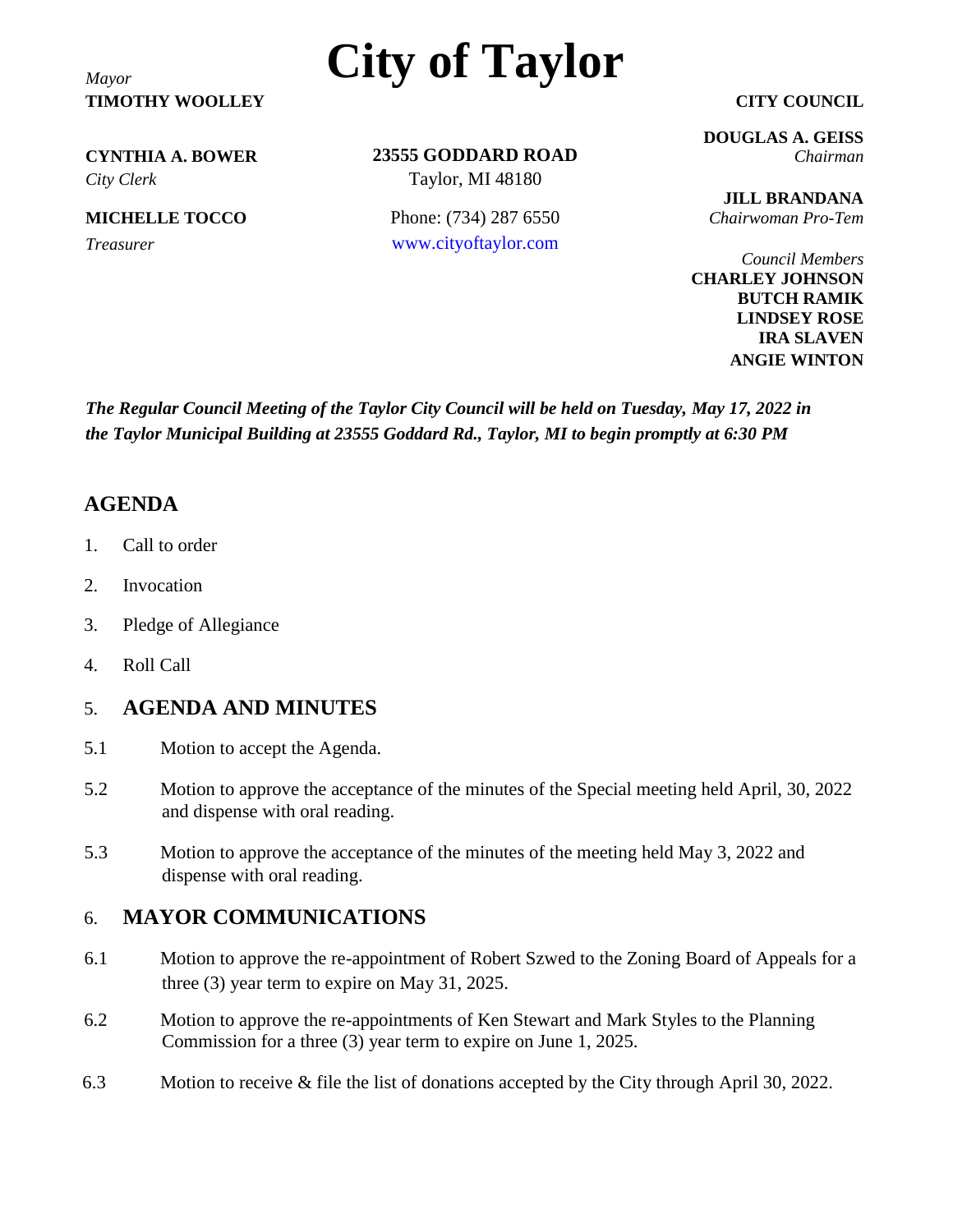# City of Taylor

*Mayor*
**TIMOTHY WOOLLEY**

**CYNTHIA A. BOWER**
*City Clerk*

**MICHELLE TOCCO**
*Treasurer*

**23555 GODDARD ROAD**
Taylor, MI 48180

Phone: (734) 287 6550
www.cityoftaylor.com

**CITY COUNCIL**

**DOUGLAS A. GEISS**
*Chairman*

**JILL BRANDANA**
*Chairwoman Pro-Tem*

*Council Members*
**CHARLEY JOHNSON**
**BUTCH RAMIK**
**LINDSEY ROSE**
**IRA SLAVEN**
**ANGIE WINTON**

***The Regular Council Meeting of the Taylor City Council will be held on Tuesday, May 17, 2022 in the Taylor Municipal Building at 23555 Goddard Rd., Taylor, MI to begin promptly at 6:30 PM***

## AGENDA

1. Call to order
2. Invocation
3. Pledge of Allegiance
4. Roll Call

## 5. AGENDA AND MINUTES

5.1 Motion to accept the Agenda.

5.2 Motion to approve the acceptance of the minutes of the Special meeting held April, 30, 2022 and dispense with oral reading.

5.3 Motion to approve the acceptance of the minutes of the meeting held May 3, 2022 and dispense with oral reading.

## 6. MAYOR COMMUNICATIONS

6.1 Motion to approve the re-appointment of Robert Szwed to the Zoning Board of Appeals for a three (3) year term to expire on May 31, 2025.

6.2 Motion to approve the re-appointments of Ken Stewart and Mark Styles to the Planning Commission for a three (3) year term to expire on June 1, 2025.

6.3 Motion to receive & file the list of donations accepted by the City through April 30, 2022.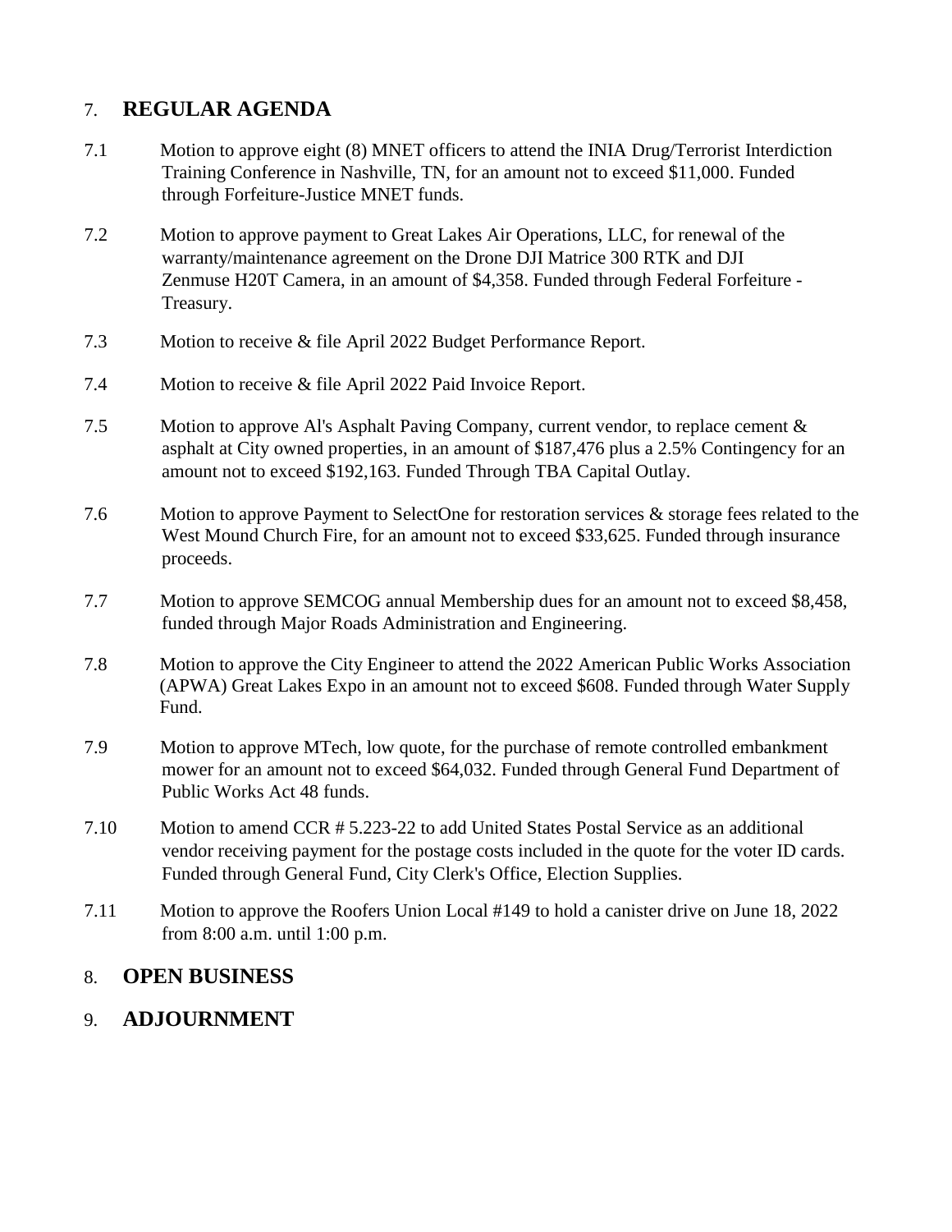## 7. REGULAR AGENDA

7.1 Motion to approve eight (8) MNET officers to attend the INIA Drug/Terrorist Interdiction Training Conference in Nashville, TN, for an amount not to exceed $11,000. Funded through Forfeiture-Justice MNET funds.

7.2 Motion to approve payment to Great Lakes Air Operations, LLC, for renewal of the warranty/maintenance agreement on the Drone DJI Matrice 300 RTK and DJI Zenmuse H20T Camera, in an amount of $4,358. Funded through Federal Forfeiture - Treasury.

7.3 Motion to receive & file April 2022 Budget Performance Report.

7.4 Motion to receive & file April 2022 Paid Invoice Report.

7.5 Motion to approve Al's Asphalt Paving Company, current vendor, to replace cement & asphalt at City owned properties, in an amount of $187,476 plus a 2.5% Contingency for an amount not to exceed $192,163. Funded Through TBA Capital Outlay.

7.6 Motion to approve Payment to SelectOne for restoration services & storage fees related to the West Mound Church Fire, for an amount not to exceed $33,625. Funded through insurance proceeds.

7.7 Motion to approve SEMCOG annual Membership dues for an amount not to exceed $8,458, funded through Major Roads Administration and Engineering.

7.8 Motion to approve the City Engineer to attend the 2022 American Public Works Association (APWA) Great Lakes Expo in an amount not to exceed $608. Funded through Water Supply Fund.

7.9 Motion to approve MTech, low quote, for the purchase of remote controlled embankment mower for an amount not to exceed $64,032. Funded through General Fund Department of Public Works Act 48 funds.

7.10 Motion to amend CCR # 5.223-22 to add United States Postal Service as an additional vendor receiving payment for the postage costs included in the quote for the voter ID cards. Funded through General Fund, City Clerk's Office, Election Supplies.

7.11 Motion to approve the Roofers Union Local #149 to hold a canister drive on June 18, 2022 from 8:00 a.m. until 1:00 p.m.

## 8. OPEN BUSINESS

## 9. ADJOURNMENT